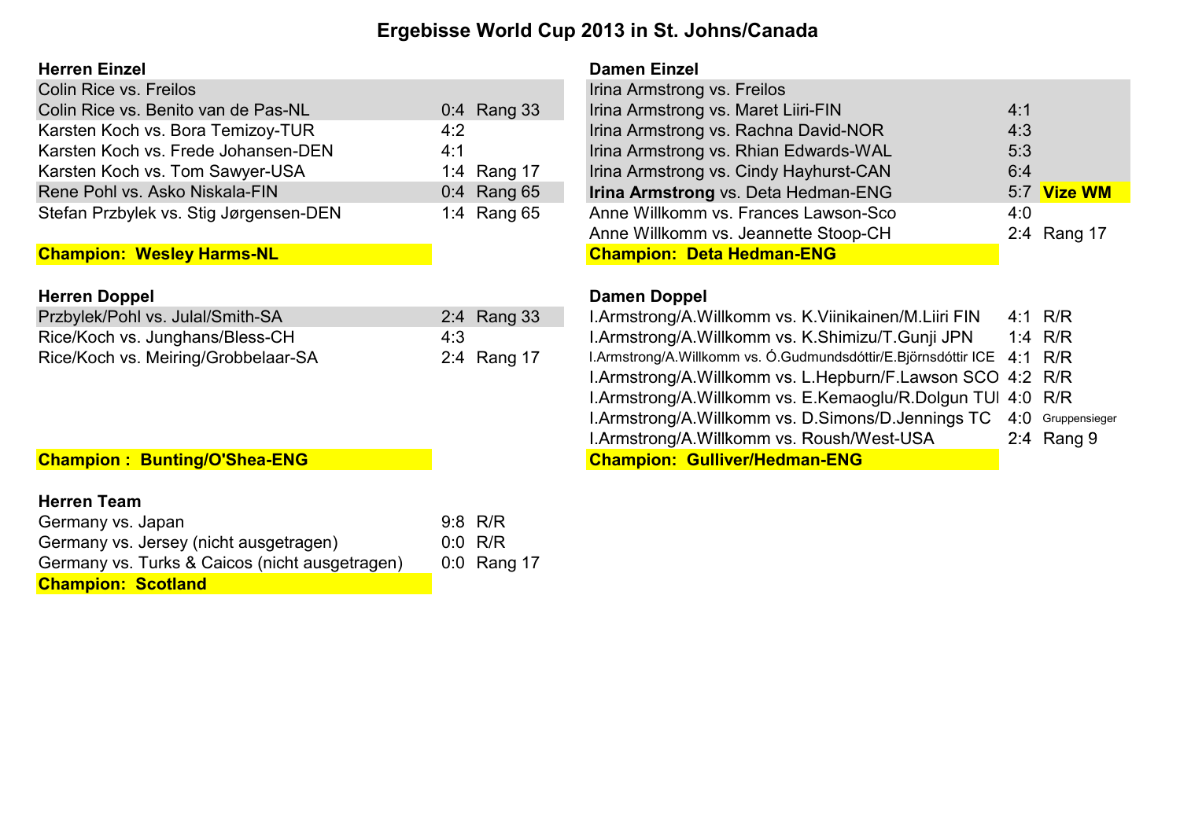# Ergebisse World Cup 2013 in St. Johns/Canada

### Herren Einzel

| Match | Ergebnis | Rang |
|---|---|---|
| Colin Rice vs. Freilos | | |
| Colin Rice vs. Benito van de Pas-NL | 0:4 | Rang 33 |
| Karsten Koch vs. Bora Temizoy-TUR | 4:2 | |
| Karsten Koch vs. Frede Johansen-DEN | 4:1 | |
| Karsten Koch vs. Tom Sawyer-USA | 1:4 | Rang 17 |
| Rene Pohl vs. Asko Niskala-FIN | 0:4 | Rang 65 |
| Stefan Przbylek vs. Stig Jørgensen-DEN | 1:4 | Rang 65 |

**Champion: Wesley Harms-NL**

### Herren Doppel

| Match | Ergebnis | Rang |
|---|---|---|
| Przbylek/Pohl vs. Julal/Smith-SA | 2:4 | Rang 33 |
| Rice/Koch vs. Junghans/Bless-CH | 4:3 | |
| Rice/Koch vs. Meiring/Grobbelaar-SA | 2:4 | Rang 17 |

**Champion : Bunting/O'Shea-ENG**

### Herren Team

| Match | Ergebnis | Rang |
|---|---|---|
| Germany vs. Japan | 9:8 | R/R |
| Germany vs. Jersey (nicht ausgetragen) | 0:0 | R/R |
| Germany vs. Turks & Caicos (nicht ausgetragen) | 0:0 | Rang 17 |

**Champion: Scotland**

### Damen Einzel

| Match | Ergebnis | Rang |
|---|---|---|
| Irina Armstrong vs. Freilos | | |
| Irina Armstrong vs. Maret Liiri-FIN | 4:1 | |
| Irina Armstrong vs. Rachna David-NOR | 4:3 | |
| Irina Armstrong vs. Rhian Edwards-WAL | 5:3 | |
| Irina Armstrong vs. Cindy Hayhurst-CAN | 6:4 | |
| **Irina Armstrong** vs. Deta Hedman-ENG | 5:7 | **Vize WM** |
| Anne Willkomm vs. Frances Lawson-Sco | 4:0 | |
| Anne Willkomm vs. Jeannette Stoop-CH | 2:4 | Rang 17 |

**Champion: Deta Hedman-ENG**

### Damen Doppel

| Match | Ergebnis | Rang |
|---|---|---|
| I.Armstrong/A.Willkomm vs. K.Viinikainen/M.Liiri FIN | 4:1 | R/R |
| I.Armstrong/A.Willkomm vs. K.Shimizu/T.Gunji JPN | 1:4 | R/R |
| I.Armstrong/A.Willkomm vs. Ó.Gudmundsdóttir/E.Björnsdóttir ICE | 4:1 | R/R |
| I.Armstrong/A.Willkomm vs. L.Hepburn/F.Lawson SCO | 4:2 | R/R |
| I.Armstrong/A.Willkomm vs. E.Kemaoglu/R.Dolgun TUI | 4:0 | R/R |
| I.Armstrong/A.Willkomm vs. D.Simons/D.Jennings TC | 4:0 | Gruppensieger |
| I.Armstrong/A.Willkomm vs. Roush/West-USA | 2:4 | Rang 9 |

**Champion: Gulliver/Hedman-ENG**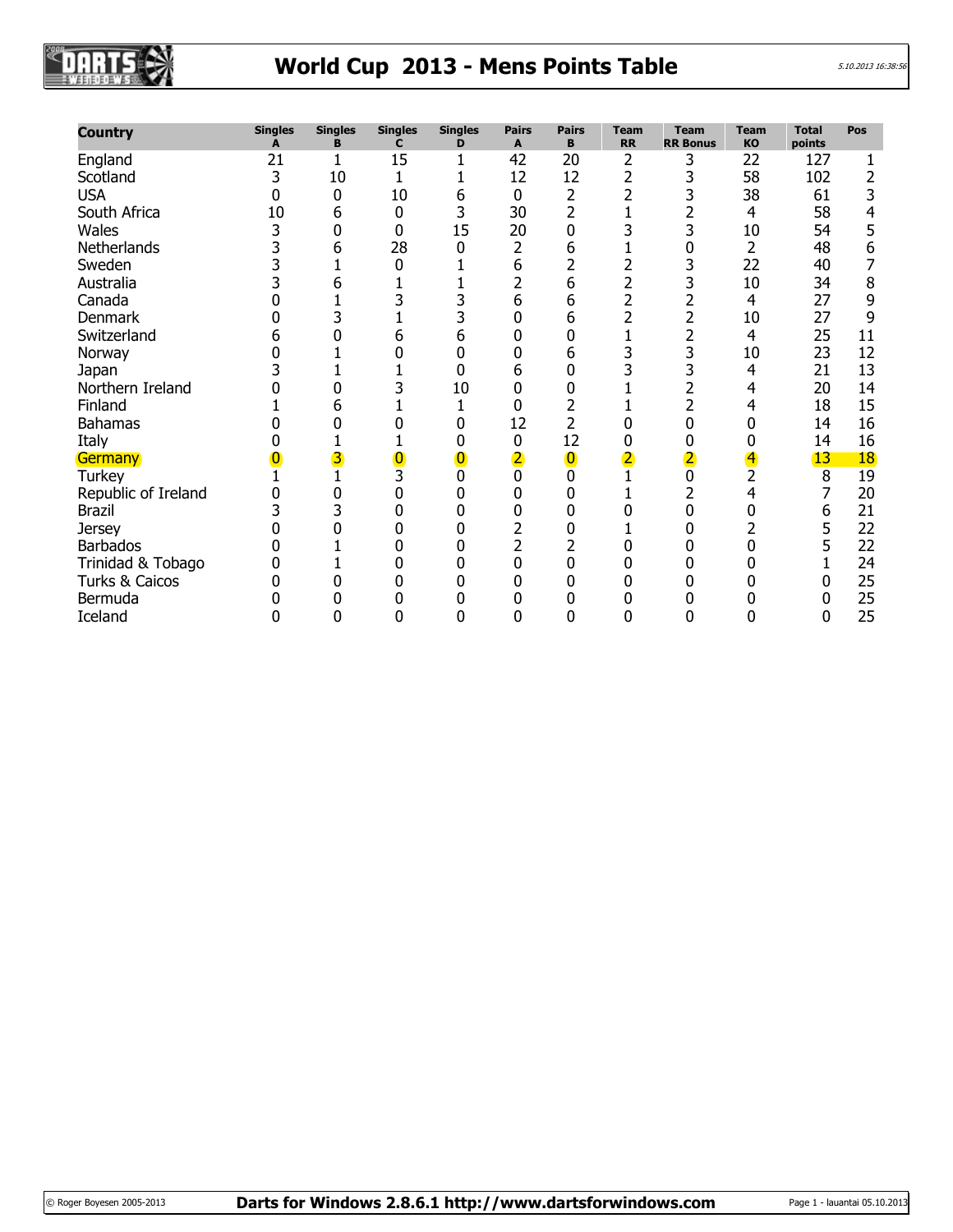# World Cup 2013 - Mens Points Table

*5.10.2013 16:38:56*

| Country | Singles A | Singles B | Singles C | Singles D | Pairs A | Pairs B | Team RR | Team RR Bonus | Team KO | Total points | Pos |
|---|---|---|---|---|---|---|---|---|---|---|---|
| England | 21 | 1 | 15 | 1 | 42 | 20 | 2 | 3 | 22 | 127 | 1 |
| Scotland | 3 | 10 | 1 | 1 | 12 | 12 | 2 | 3 | 58 | 102 | 2 |
| USA | 0 | 0 | 10 | 6 | 0 | 2 | 2 | 3 | 38 | 61 | 3 |
| South Africa | 10 | 6 | 0 | 3 | 30 | 2 | 1 | 2 | 4 | 58 | 4 |
| Wales | 3 | 0 | 0 | 15 | 20 | 0 | 3 | 3 | 10 | 54 | 5 |
| Netherlands | 3 | 6 | 28 | 0 | 2 | 6 | 1 | 0 | 2 | 48 | 6 |
| Sweden | 3 | 1 | 0 | 1 | 6 | 2 | 2 | 3 | 22 | 40 | 7 |
| Australia | 3 | 6 | 1 | 1 | 2 | 6 | 2 | 3 | 10 | 34 | 8 |
| Canada | 0 | 1 | 3 | 3 | 6 | 6 | 2 | 2 | 4 | 27 | 9 |
| Denmark | 0 | 3 | 1 | 3 | 0 | 6 | 2 | 2 | 10 | 27 | 9 |
| Switzerland | 6 | 0 | 6 | 6 | 0 | 0 | 1 | 2 | 4 | 25 | 11 |
| Norway | 0 | 1 | 0 | 0 | 0 | 6 | 3 | 3 | 10 | 23 | 12 |
| Japan | 3 | 1 | 1 | 0 | 6 | 0 | 3 | 3 | 4 | 21 | 13 |
| Northern Ireland | 0 | 0 | 3 | 10 | 0 | 0 | 1 | 2 | 4 | 20 | 14 |
| Finland | 1 | 6 | 1 | 1 | 0 | 2 | 1 | 2 | 4 | 18 | 15 |
| Bahamas | 0 | 0 | 0 | 0 | 12 | 2 | 0 | 0 | 0 | 14 | 16 |
| Italy | 0 | 1 | 1 | 0 | 0 | 12 | 0 | 0 | 0 | 14 | 16 |
| Germany | 0 | 3 | 0 | 0 | 2 | 0 | 2 | 2 | 4 | 13 | 18 |
| Turkey | 1 | 1 | 3 | 0 | 0 | 0 | 1 | 0 | 2 | 8 | 19 |
| Republic of Ireland | 0 | 0 | 0 | 0 | 0 | 0 | 1 | 2 | 4 | 7 | 20 |
| Brazil | 3 | 3 | 0 | 0 | 0 | 0 | 0 | 0 | 0 | 6 | 21 |
| Jersey | 0 | 0 | 0 | 0 | 2 | 0 | 1 | 0 | 2 | 5 | 22 |
| Barbados | 0 | 1 | 0 | 0 | 2 | 2 | 0 | 0 | 0 | 5 | 22 |
| Trinidad & Tobago | 0 | 1 | 0 | 0 | 0 | 0 | 0 | 0 | 0 | 1 | 24 |
| Turks & Caicos | 0 | 0 | 0 | 0 | 0 | 0 | 0 | 0 | 0 | 0 | 25 |
| Bermuda | 0 | 0 | 0 | 0 | 0 | 0 | 0 | 0 | 0 | 0 | 25 |
| Iceland | 0 | 0 | 0 | 0 | 0 | 0 | 0 | 0 | 0 | 0 | 25 |

© Roger Boyesen 2005-2013 **Darts for Windows 2.8.6.1 http://www.dartsforwindows.com**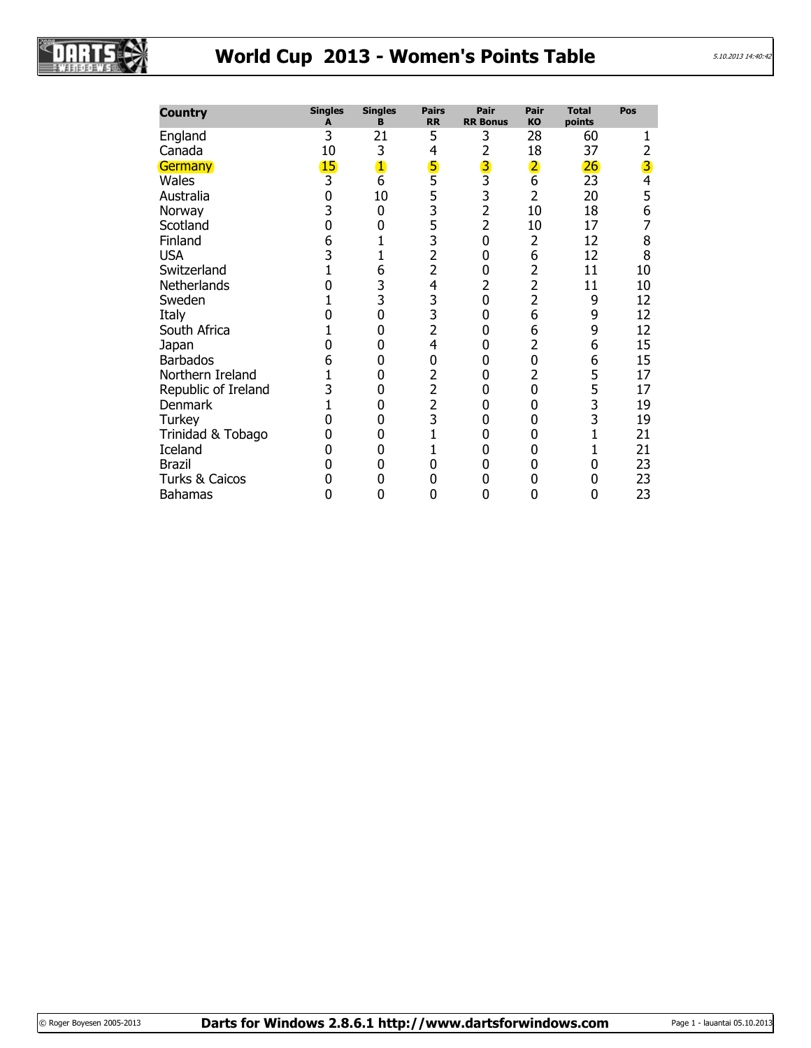# World Cup 2013 - Women's Points Table

5.10.2013 14:40:42

| Country | Singles A | Singles B | Pairs RR | Pair RR Bonus | Pair KO | Total points | Pos |
|---|---|---|---|---|---|---|---|
| England | 3 | 21 | 5 | 3 | 28 | 60 | 1 |
| Canada | 10 | 3 | 4 | 2 | 18 | 37 | 2 |
| Germany | 15 | 1 | 5 | 3 | 2 | 26 | 3 |
| Wales | 3 | 6 | 5 | 3 | 6 | 23 | 4 |
| Australia | 0 | 10 | 5 | 3 | 2 | 20 | 5 |
| Norway | 3 | 0 | 3 | 2 | 10 | 18 | 6 |
| Scotland | 0 | 0 | 5 | 2 | 10 | 17 | 7 |
| Finland | 6 | 1 | 3 | 0 | 2 | 12 | 8 |
| USA | 3 | 1 | 2 | 0 | 6 | 12 | 8 |
| Switzerland | 1 | 6 | 2 | 0 | 2 | 11 | 10 |
| Netherlands | 0 | 3 | 4 | 2 | 2 | 11 | 10 |
| Sweden | 1 | 3 | 3 | 0 | 2 | 9 | 12 |
| Italy | 0 | 0 | 3 | 0 | 6 | 9 | 12 |
| South Africa | 1 | 0 | 2 | 0 | 6 | 9 | 12 |
| Japan | 0 | 0 | 4 | 0 | 2 | 6 | 15 |
| Barbados | 6 | 0 | 0 | 0 | 0 | 6 | 15 |
| Northern Ireland | 1 | 0 | 2 | 0 | 2 | 5 | 17 |
| Republic of Ireland | 3 | 0 | 2 | 0 | 0 | 5 | 17 |
| Denmark | 1 | 0 | 2 | 0 | 0 | 3 | 19 |
| Turkey | 0 | 0 | 3 | 0 | 0 | 3 | 19 |
| Trinidad & Tobago | 0 | 0 | 1 | 0 | 0 | 1 | 21 |
| Iceland | 0 | 0 | 1 | 0 | 0 | 1 | 21 |
| Brazil | 0 | 0 | 0 | 0 | 0 | 0 | 23 |
| Turks & Caicos | 0 | 0 | 0 | 0 | 0 | 0 | 23 |
| Bahamas | 0 | 0 | 0 | 0 | 0 | 0 | 23 |

© Roger Boyesen 2005-2013 **Darts for Windows 2.8.6.1 http://www.dartsforwindows.com**